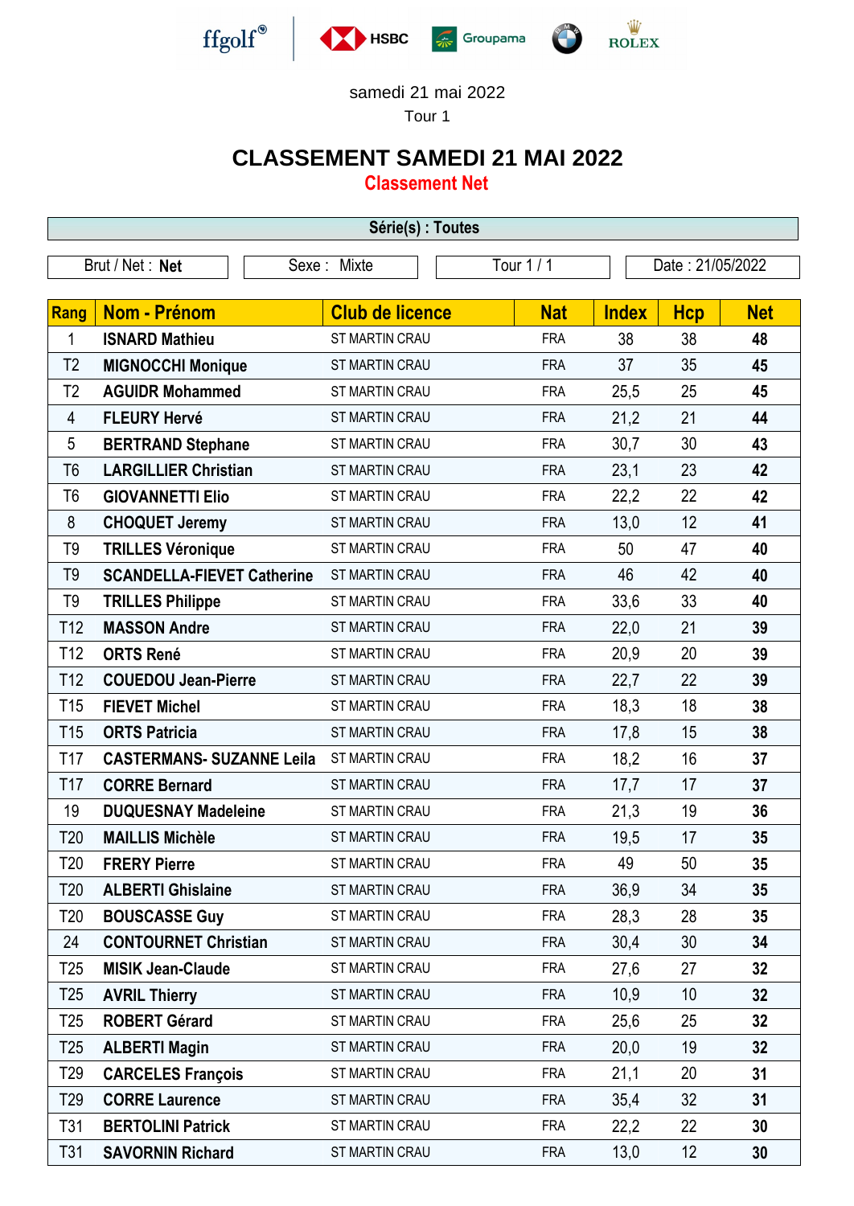ffgolf® HSBC Groupama BMW ROLEX

samedi 21 mai 2022

Tour 1

# CLASSEMENT SAMEDI 21 MAI 2022

## Classement Net

**Série(s) : Toutes**

| Brut / Net : **Net** | Sexe : Mixte | Tour 1 / 1 | Date : 21/05/2022 |
|---|---|---|---|

| Rang | Nom - Prénom | Club de licence | Nat | Index | Hcp | Net |
|---|---|---|---|---|---|---|
| 1 | **ISNARD Mathieu** | ST MARTIN CRAU | FRA | 38 | 38 | **48** |
| T2 | **MIGNOCCHI Monique** | ST MARTIN CRAU | FRA | 37 | 35 | **45** |
| T2 | **AGUIDR Mohammed** | ST MARTIN CRAU | FRA | 25,5 | 25 | **45** |
| 4 | **FLEURY Hervé** | ST MARTIN CRAU | FRA | 21,2 | 21 | **44** |
| 5 | **BERTRAND Stephane** | ST MARTIN CRAU | FRA | 30,7 | 30 | **43** |
| T6 | **LARGILLIER Christian** | ST MARTIN CRAU | FRA | 23,1 | 23 | **42** |
| T6 | **GIOVANNETTI Elio** | ST MARTIN CRAU | FRA | 22,2 | 22 | **42** |
| 8 | **CHOQUET Jeremy** | ST MARTIN CRAU | FRA | 13,0 | 12 | **41** |
| T9 | **TRILLES Véronique** | ST MARTIN CRAU | FRA | 50 | 47 | **40** |
| T9 | **SCANDELLA-FIEVET Catherine** | ST MARTIN CRAU | FRA | 46 | 42 | **40** |
| T9 | **TRILLES Philippe** | ST MARTIN CRAU | FRA | 33,6 | 33 | **40** |
| T12 | **MASSON Andre** | ST MARTIN CRAU | FRA | 22,0 | 21 | **39** |
| T12 | **ORTS René** | ST MARTIN CRAU | FRA | 20,9 | 20 | **39** |
| T12 | **COUEDOU Jean-Pierre** | ST MARTIN CRAU | FRA | 22,7 | 22 | **39** |
| T15 | **FIEVET Michel** | ST MARTIN CRAU | FRA | 18,3 | 18 | **38** |
| T15 | **ORTS Patricia** | ST MARTIN CRAU | FRA | 17,8 | 15 | **38** |
| T17 | **CASTERMANS- SUZANNE Leila** | ST MARTIN CRAU | FRA | 18,2 | 16 | **37** |
| T17 | **CORRE Bernard** | ST MARTIN CRAU | FRA | 17,7 | 17 | **37** |
| 19 | **DUQUESNAY Madeleine** | ST MARTIN CRAU | FRA | 21,3 | 19 | **36** |
| T20 | **MAILLIS Michèle** | ST MARTIN CRAU | FRA | 19,5 | 17 | **35** |
| T20 | **FRERY Pierre** | ST MARTIN CRAU | FRA | 49 | 50 | **35** |
| T20 | **ALBERTI Ghislaine** | ST MARTIN CRAU | FRA | 36,9 | 34 | **35** |
| T20 | **BOUSCASSE Guy** | ST MARTIN CRAU | FRA | 28,3 | 28 | **35** |
| 24 | **CONTOURNET Christian** | ST MARTIN CRAU | FRA | 30,4 | 30 | **34** |
| T25 | **MISIK Jean-Claude** | ST MARTIN CRAU | FRA | 27,6 | 27 | **32** |
| T25 | **AVRIL Thierry** | ST MARTIN CRAU | FRA | 10,9 | 10 | **32** |
| T25 | **ROBERT Gérard** | ST MARTIN CRAU | FRA | 25,6 | 25 | **32** |
| T25 | **ALBERTI Magin** | ST MARTIN CRAU | FRA | 20,0 | 19 | **32** |
| T29 | **CARCELES François** | ST MARTIN CRAU | FRA | 21,1 | 20 | **31** |
| T29 | **CORRE Laurence** | ST MARTIN CRAU | FRA | 35,4 | 32 | **31** |
| T31 | **BERTOLINI Patrick** | ST MARTIN CRAU | FRA | 22,2 | 22 | **30** |
| T31 | **SAVORNIN Richard** | ST MARTIN CRAU | FRA | 13,0 | 12 | **30** |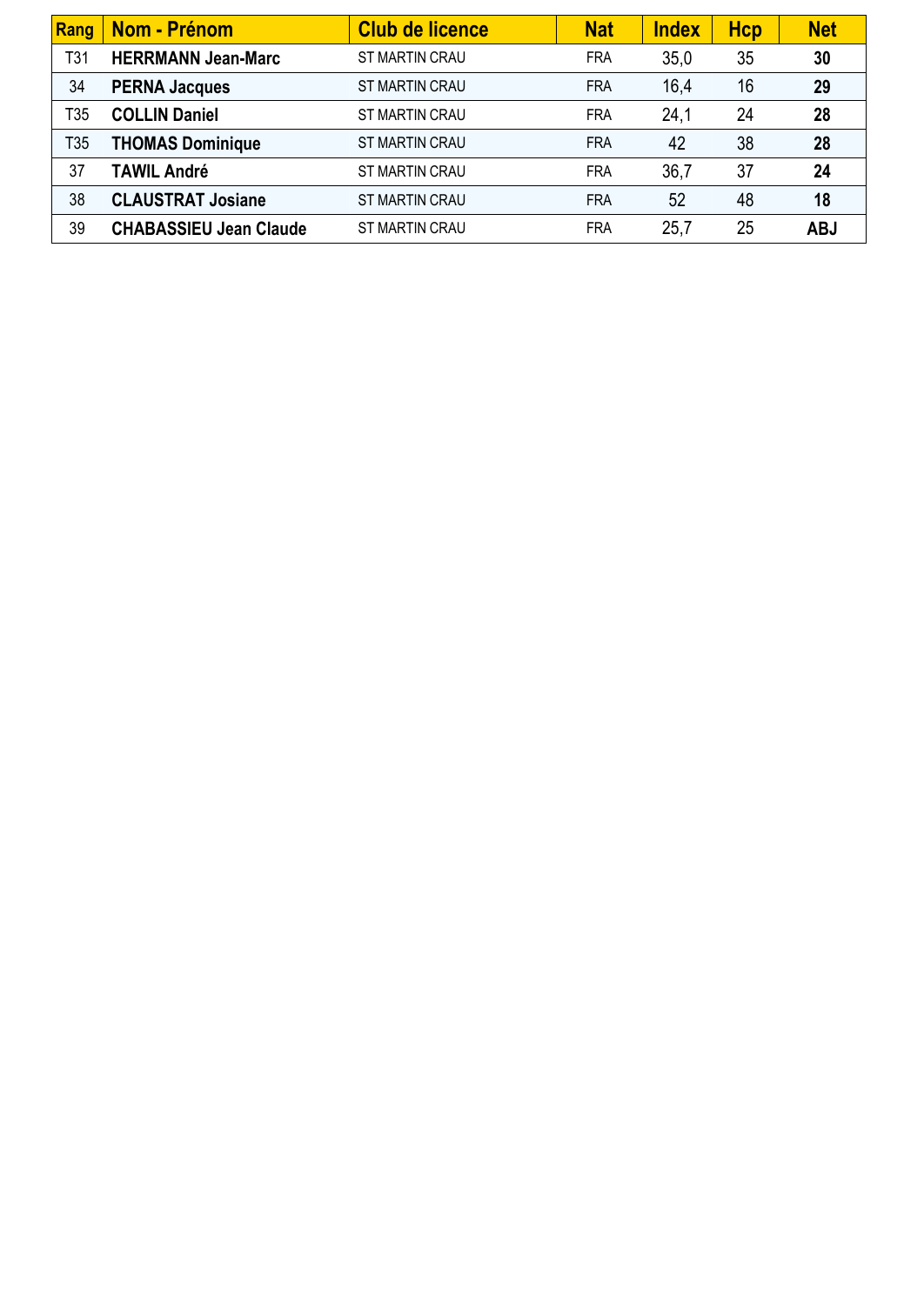| Rang | Nom - Prénom | Club de licence | Nat | Index | Hcp | Net |
|---|---|---|---|---|---|---|
| T31 | **HERRMANN Jean-Marc** | ST MARTIN CRAU | FRA | 35,0 | 35 | **30** |
| 34 | **PERNA Jacques** | ST MARTIN CRAU | FRA | 16,4 | 16 | **29** |
| T35 | **COLLIN Daniel** | ST MARTIN CRAU | FRA | 24,1 | 24 | **28** |
| T35 | **THOMAS Dominique** | ST MARTIN CRAU | FRA | 42 | 38 | **28** |
| 37 | **TAWIL André** | ST MARTIN CRAU | FRA | 36,7 | 37 | **24** |
| 38 | **CLAUSTRAT Josiane** | ST MARTIN CRAU | FRA | 52 | 48 | **18** |
| 39 | **CHABASSIEU Jean Claude** | ST MARTIN CRAU | FRA | 25,7 | 25 | **ABJ** |